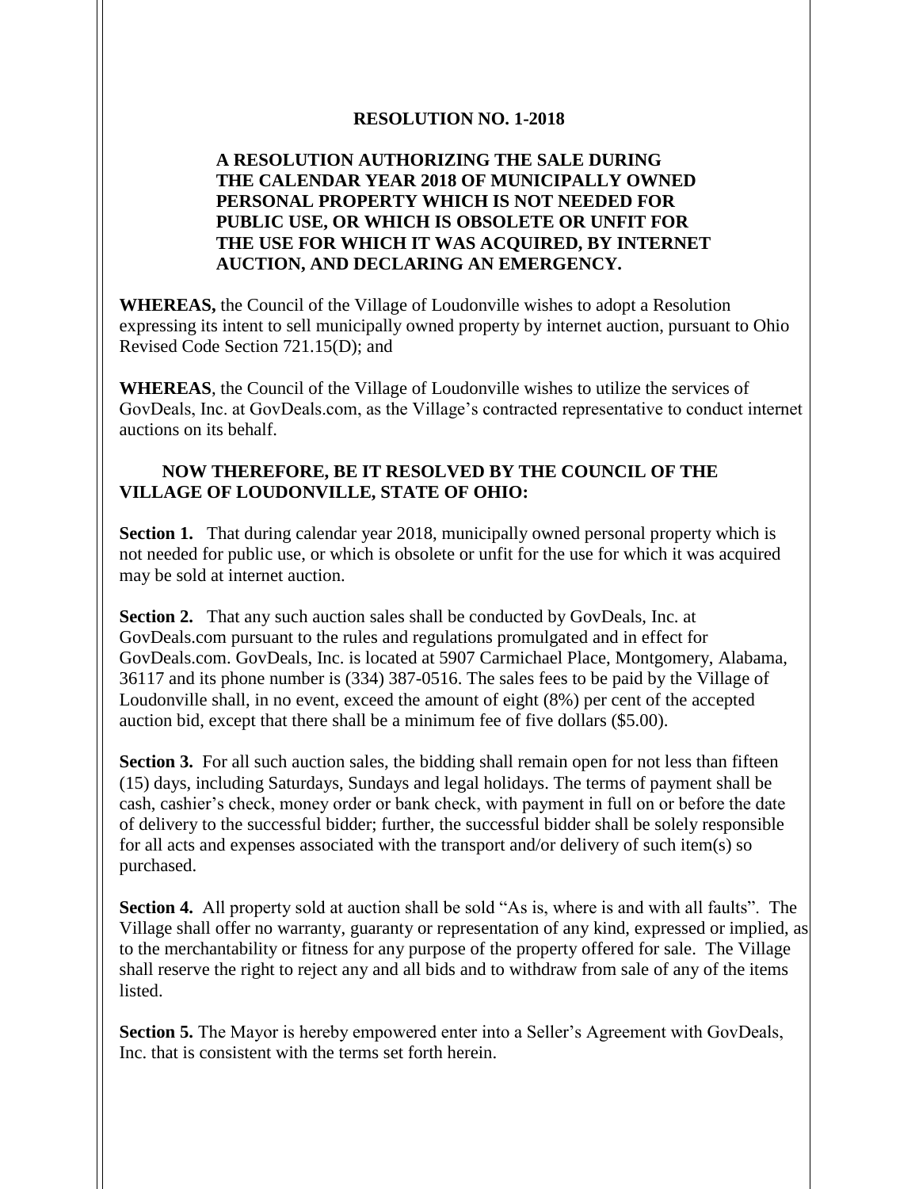**RESOLUTION NO. 1-2018**

**A RESOLUTION AUTHORIZING THE SALE DURING THE CALENDAR YEAR 2018 OF MUNICIPALLY OWNED PERSONAL PROPERTY WHICH IS NOT NEEDED FOR PUBLIC USE, OR WHICH IS OBSOLETE OR UNFIT FOR THE USE FOR WHICH IT WAS ACQUIRED, BY INTERNET AUCTION, AND DECLARING AN EMERGENCY.**

**WHEREAS,** the Council of the Village of Loudonville wishes to adopt a Resolution expressing its intent to sell municipally owned property by internet auction, pursuant to Ohio Revised Code Section 721.15(D); and

**WHEREAS**, the Council of the Village of Loudonville wishes to utilize the services of GovDeals, Inc. at GovDeals.com, as the Village's contracted representative to conduct internet auctions on its behalf.

**NOW THEREFORE, BE IT RESOLVED BY THE COUNCIL OF THE VILLAGE OF LOUDONVILLE, STATE OF OHIO:**

**Section 1.** That during calendar year 2018, municipally owned personal property which is not needed for public use, or which is obsolete or unfit for the use for which it was acquired may be sold at internet auction.

**Section 2.** That any such auction sales shall be conducted by GovDeals, Inc. at GovDeals.com pursuant to the rules and regulations promulgated and in effect for GovDeals.com. GovDeals, Inc. is located at 5907 Carmichael Place, Montgomery, Alabama, 36117 and its phone number is (334) 387-0516. The sales fees to be paid by the Village of Loudonville shall, in no event, exceed the amount of eight (8%) per cent of the accepted auction bid, except that there shall be a minimum fee of five dollars ($5.00).

**Section 3.** For all such auction sales, the bidding shall remain open for not less than fifteen (15) days, including Saturdays, Sundays and legal holidays. The terms of payment shall be cash, cashier's check, money order or bank check, with payment in full on or before the date of delivery to the successful bidder; further, the successful bidder shall be solely responsible for all acts and expenses associated with the transport and/or delivery of such item(s) so purchased.

**Section 4.** All property sold at auction shall be sold "As is, where is and with all faults". The Village shall offer no warranty, guaranty or representation of any kind, expressed or implied, as to the merchantability or fitness for any purpose of the property offered for sale. The Village shall reserve the right to reject any and all bids and to withdraw from sale of any of the items listed.

**Section 5.** The Mayor is hereby empowered enter into a Seller's Agreement with GovDeals, Inc. that is consistent with the terms set forth herein.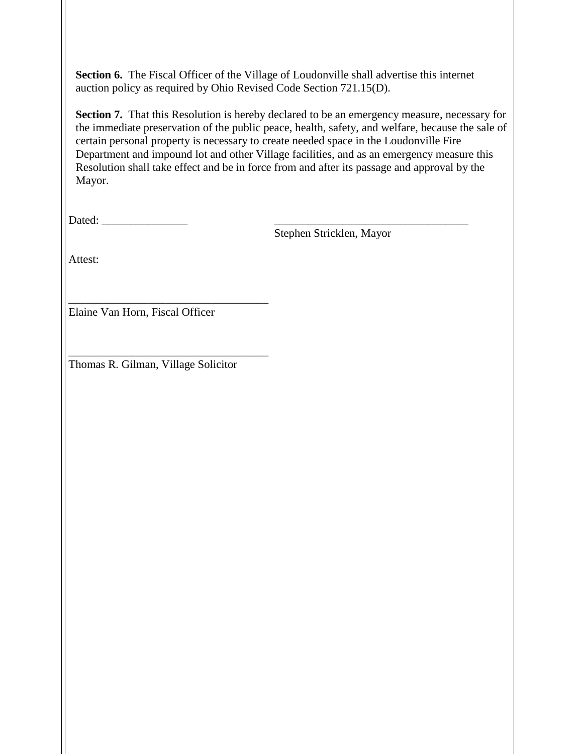**Section 6.** The Fiscal Officer of the Village of Loudonville shall advertise this internet auction policy as required by Ohio Revised Code Section 721.15(D).

**Section 7.** That this Resolution is hereby declared to be an emergency measure, necessary for the immediate preservation of the public peace, health, safety, and welfare, because the sale of certain personal property is necessary to create needed space in the Loudonville Fire Department and impound lot and other Village facilities, and as an emergency measure this Resolution shall take effect and be in force from and after its passage and approval by the Mayor.

Dated: _______________

___________________________________
Stephen Stricklen, Mayor

Attest:

___________________________________
Elaine Van Horn, Fiscal Officer

___________________________________
Thomas R. Gilman, Village Solicitor